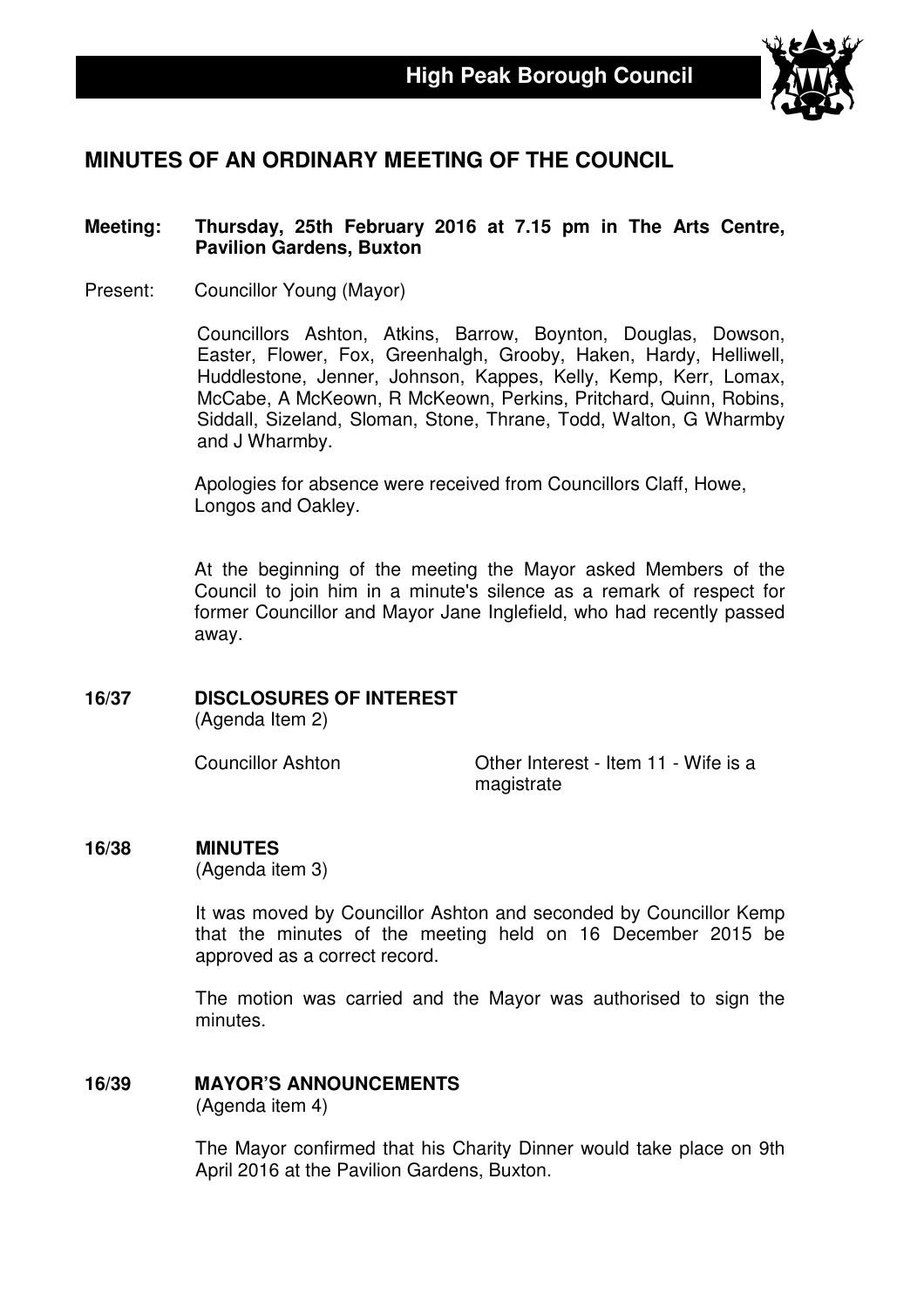# High Peak Borough Council

## MINUTES OF AN ORDINARY MEETING OF THE COUNCIL

**Meeting: Thursday, 25th February 2016 at 7.15 pm in The Arts Centre, Pavilion Gardens, Buxton**

Present: Councillor Young (Mayor)

Councillors Ashton, Atkins, Barrow, Boynton, Douglas, Dowson, Easter, Flower, Fox, Greenhalgh, Grooby, Haken, Hardy, Helliwell, Huddlestone, Jenner, Johnson, Kappes, Kelly, Kemp, Kerr, Lomax, McCabe, A McKeown, R McKeown, Perkins, Pritchard, Quinn, Robins, Siddall, Sizeland, Sloman, Stone, Thrane, Todd, Walton, G Wharmby and J Wharmby.

Apologies for absence were received from Councillors Claff, Howe, Longos and Oakley.

At the beginning of the meeting the Mayor asked Members of the Council to join him in a minute's silence as a remark of respect for former Councillor and Mayor Jane Inglefield, who had recently passed away.

### 16/37 DISCLOSURES OF INTEREST

(Agenda Item 2)

| Councillor Ashton | Other Interest - Item 11 - Wife is a magistrate |
|---|---|

### 16/38 MINUTES

(Agenda item 3)

It was moved by Councillor Ashton and seconded by Councillor Kemp that the minutes of the meeting held on 16 December 2015 be approved as a correct record.

The motion was carried and the Mayor was authorised to sign the minutes.

### 16/39 MAYOR'S ANNOUNCEMENTS

(Agenda item 4)

The Mayor confirmed that his Charity Dinner would take place on 9th April 2016 at the Pavilion Gardens, Buxton.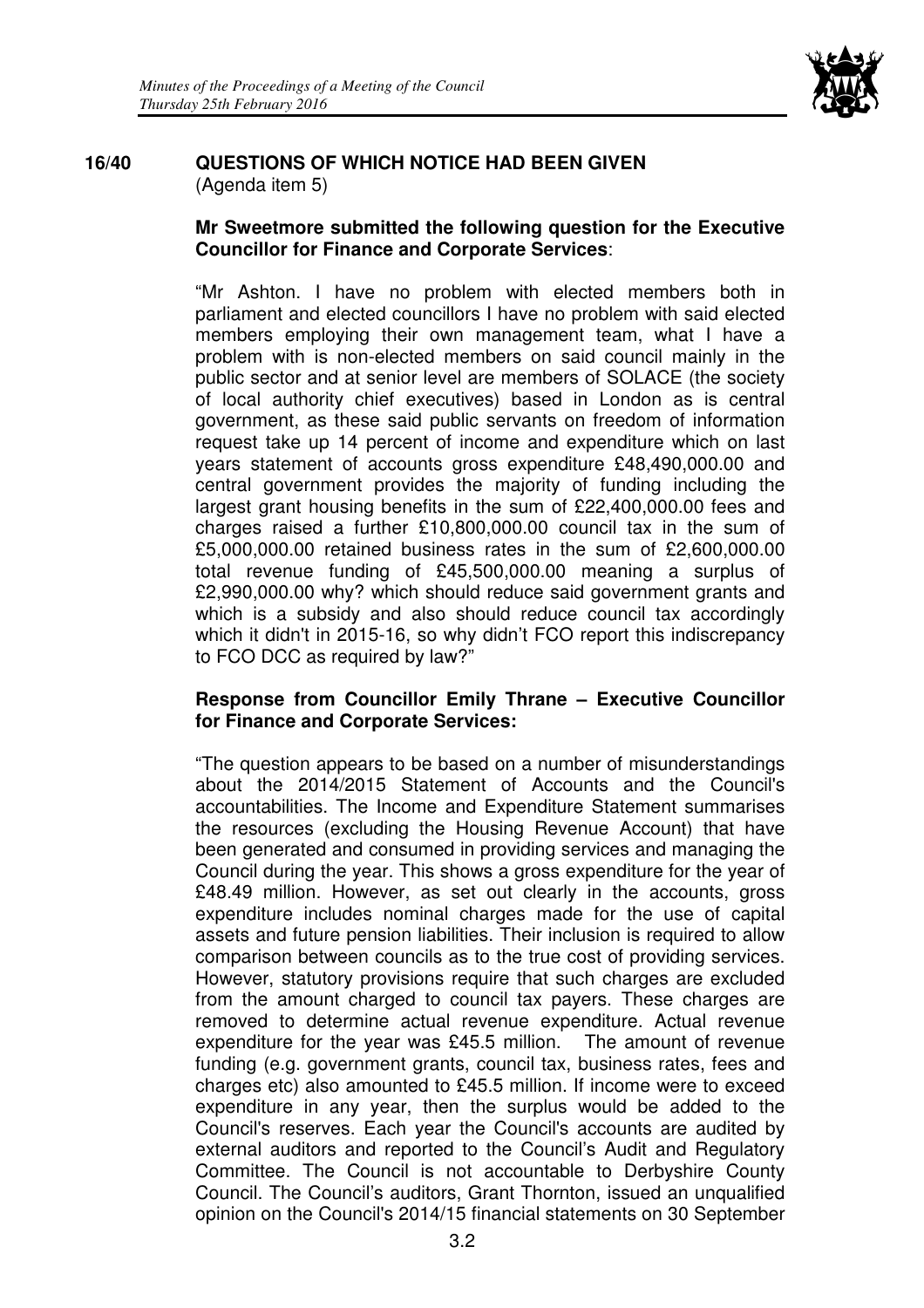**16/40 QUESTIONS OF WHICH NOTICE HAD BEEN GIVEN**
(Agenda item 5)

**Mr Sweetmore submitted the following question for the Executive Councillor for Finance and Corporate Services**:

"Mr Ashton. I have no problem with elected members both in parliament and elected councillors I have no problem with said elected members employing their own management team, what I have a problem with is non-elected members on said council mainly in the public sector and at senior level are members of SOLACE (the society of local authority chief executives) based in London as is central government, as these said public servants on freedom of information request take up 14 percent of income and expenditure which on last years statement of accounts gross expenditure £48,490,000.00 and central government provides the majority of funding including the largest grant housing benefits in the sum of £22,400,000.00 fees and charges raised a further £10,800,000.00 council tax in the sum of £5,000,000.00 retained business rates in the sum of £2,600,000.00 total revenue funding of £45,500,000.00 meaning a surplus of £2,990,000.00 why? which should reduce said government grants and which is a subsidy and also should reduce council tax accordingly which it didn't in 2015-16, so why didn't FCO report this indiscrepancy to FCO DCC as required by law?"

**Response from Councillor Emily Thrane – Executive Councillor for Finance and Corporate Services:**

"The question appears to be based on a number of misunderstandings about the 2014/2015 Statement of Accounts and the Council's accountabilities. The Income and Expenditure Statement summarises the resources (excluding the Housing Revenue Account) that have been generated and consumed in providing services and managing the Council during the year. This shows a gross expenditure for the year of £48.49 million. However, as set out clearly in the accounts, gross expenditure includes nominal charges made for the use of capital assets and future pension liabilities. Their inclusion is required to allow comparison between councils as to the true cost of providing services. However, statutory provisions require that such charges are excluded from the amount charged to council tax payers. These charges are removed to determine actual revenue expenditure. Actual revenue expenditure for the year was £45.5 million. The amount of revenue funding (e.g. government grants, council tax, business rates, fees and charges etc) also amounted to £45.5 million. If income were to exceed expenditure in any year, then the surplus would be added to the Council's reserves. Each year the Council's accounts are audited by external auditors and reported to the Council's Audit and Regulatory Committee. The Council is not accountable to Derbyshire County Council. The Council's auditors, Grant Thornton, issued an unqualified opinion on the Council's 2014/15 financial statements on 30 September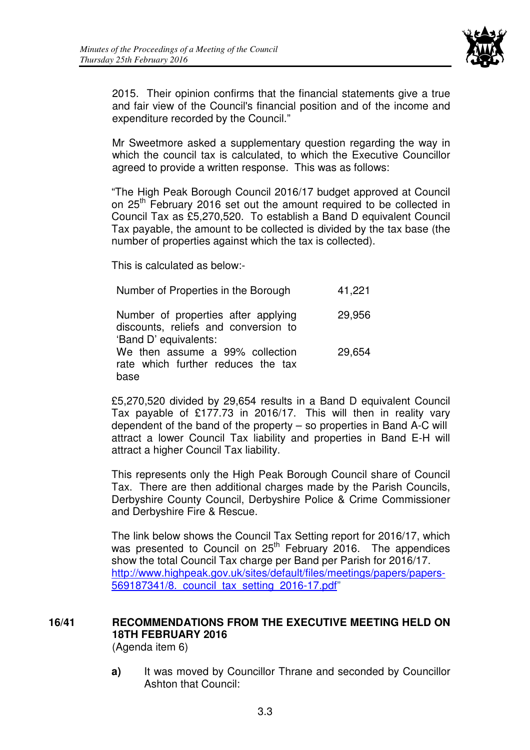2015. Their opinion confirms that the financial statements give a true and fair view of the Council's financial position and of the income and expenditure recorded by the Council."

Mr Sweetmore asked a supplementary question regarding the way in which the council tax is calculated, to which the Executive Councillor agreed to provide a written response. This was as follows:

"The High Peak Borough Council 2016/17 budget approved at Council on 25th February 2016 set out the amount required to be collected in Council Tax as £5,270,520. To establish a Band D equivalent Council Tax payable, the amount to be collected is divided by the tax base (the number of properties against which the tax is collected).

This is calculated as below:-

| | |
|---|---|
| Number of Properties in the Borough | 41,221 |
| Number of properties after applying discounts, reliefs and conversion to 'Band D' equivalents: | 29,956 |
| We then assume a 99% collection rate which further reduces the tax base | 29,654 |

£5,270,520 divided by 29,654 results in a Band D equivalent Council Tax payable of £177.73 in 2016/17. This will then in reality vary dependent of the band of the property – so properties in Band A-C will attract a lower Council Tax liability and properties in Band E-H will attract a higher Council Tax liability.

This represents only the High Peak Borough Council share of Council Tax. There are then additional charges made by the Parish Councils, Derbyshire County Council, Derbyshire Police & Crime Commissioner and Derbyshire Fire & Rescue.

The link below shows the Council Tax Setting report for 2016/17, which was presented to Council on 25th February 2016. The appendices show the total Council Tax charge per Band per Parish for 2016/17.
[http://www.highpeak.gov.uk/sites/default/files/meetings/papers/papers-569187341/8._council_tax_setting_2016-17.pdf](http://www.highpeak.gov.uk/sites/default/files/meetings/papers/papers-569187341/8._council_tax_setting_2016-17.pdf)"

## 16/41 RECOMMENDATIONS FROM THE EXECUTIVE MEETING HELD ON 18TH FEBRUARY 2016

(Agenda item 6)

**a)** It was moved by Councillor Thrane and seconded by Councillor Ashton that Council: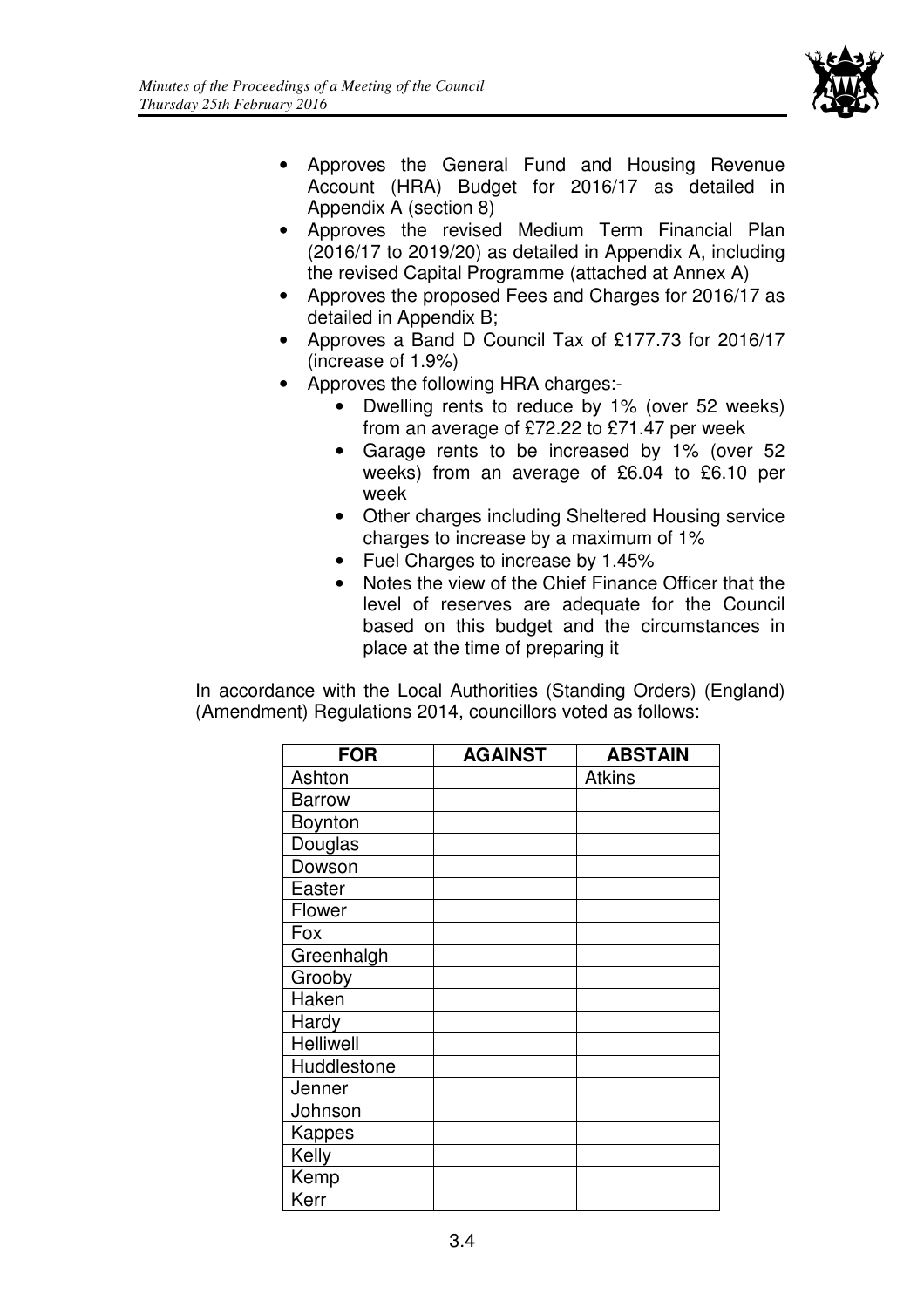- Approves the General Fund and Housing Revenue Account (HRA) Budget for 2016/17 as detailed in Appendix A (section 8)
- Approves the revised Medium Term Financial Plan (2016/17 to 2019/20) as detailed in Appendix A, including the revised Capital Programme (attached at Annex A)
- Approves the proposed Fees and Charges for 2016/17 as detailed in Appendix B;
- Approves a Band D Council Tax of £177.73 for 2016/17 (increase of 1.9%)
- Approves the following HRA charges:-
    - Dwelling rents to reduce by 1% (over 52 weeks) from an average of £72.22 to £71.47 per week
    - Garage rents to be increased by 1% (over 52 weeks) from an average of £6.04 to £6.10 per week
    - Other charges including Sheltered Housing service charges to increase by a maximum of 1%
    - Fuel Charges to increase by 1.45%
    - Notes the view of the Chief Finance Officer that the level of reserves are adequate for the Council based on this budget and the circumstances in place at the time of preparing it

In accordance with the Local Authorities (Standing Orders) (England) (Amendment) Regulations 2014, councillors voted as follows:

| FOR | AGAINST | ABSTAIN |
|---|---|---|
| Ashton | | Atkins |
| Barrow | | |
| Boynton | | |
| Douglas | | |
| Dowson | | |
| Easter | | |
| Flower | | |
| Fox | | |
| Greenhalgh | | |
| Grooby | | |
| Haken | | |
| Hardy | | |
| Helliwell | | |
| Huddlestone | | |
| Jenner | | |
| Johnson | | |
| Kappes | | |
| Kelly | | |
| Kemp | | |
| Kerr | | |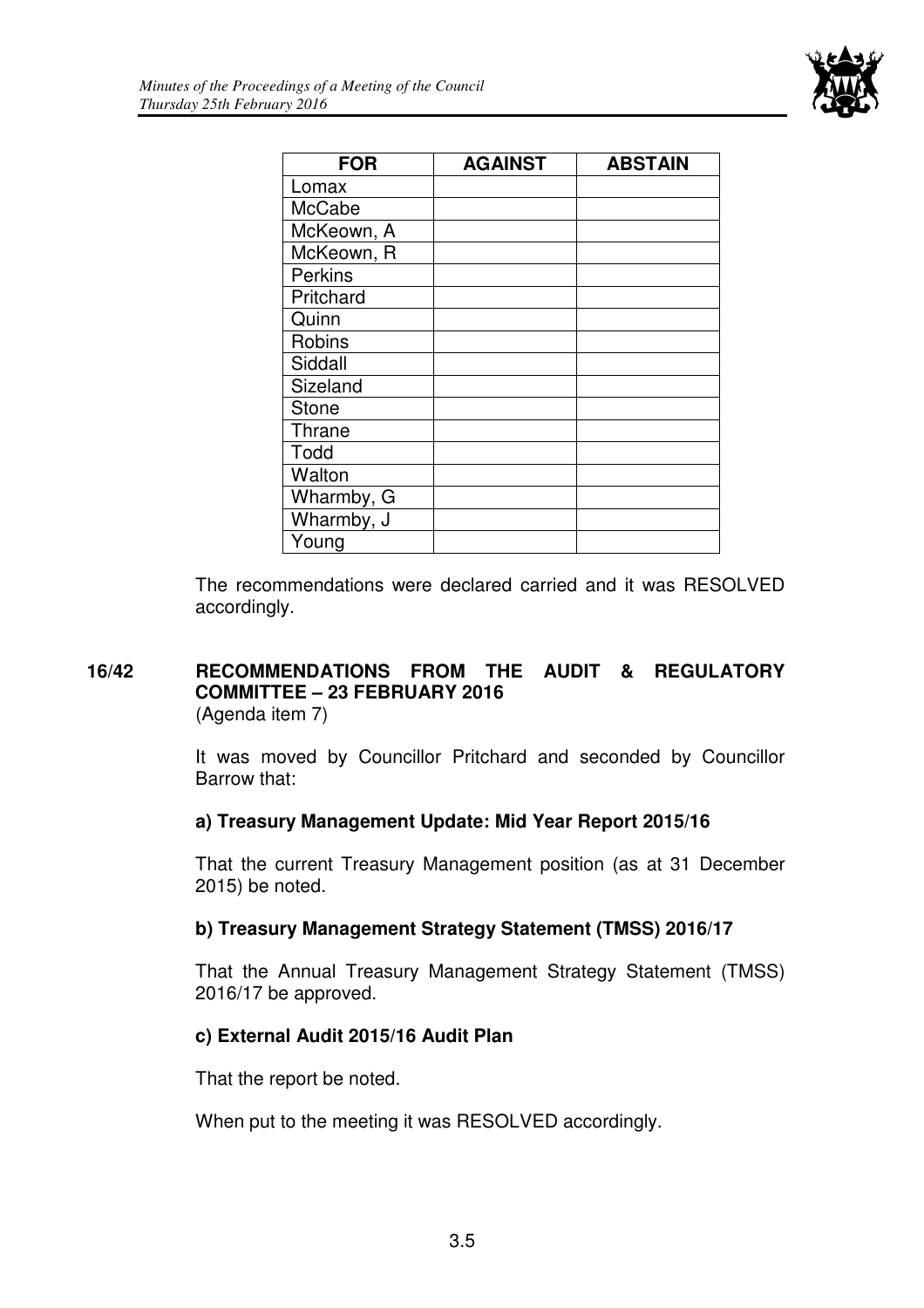| FOR | AGAINST | ABSTAIN |
|---|---|---|
| Lomax | | |
| McCabe | | |
| McKeown, A | | |
| McKeown, R | | |
| Perkins | | |
| Pritchard | | |
| Quinn | | |
| Robins | | |
| Siddall | | |
| Sizeland | | |
| Stone | | |
| Thrane | | |
| Todd | | |
| Walton | | |
| Wharmby, G | | |
| Wharmby, J | | |
| Young | | |

The recommendations were declared carried and it was RESOLVED accordingly.

## 16/42 RECOMMENDATIONS FROM THE AUDIT & REGULATORY COMMITTEE – 23 FEBRUARY 2016

(Agenda item 7)

It was moved by Councillor Pritchard and seconded by Councillor Barrow that:

**a) Treasury Management Update: Mid Year Report 2015/16**

That the current Treasury Management position (as at 31 December 2015) be noted.

**b) Treasury Management Strategy Statement (TMSS) 2016/17**

That the Annual Treasury Management Strategy Statement (TMSS) 2016/17 be approved.

**c) External Audit 2015/16 Audit Plan**

That the report be noted.

When put to the meeting it was RESOLVED accordingly.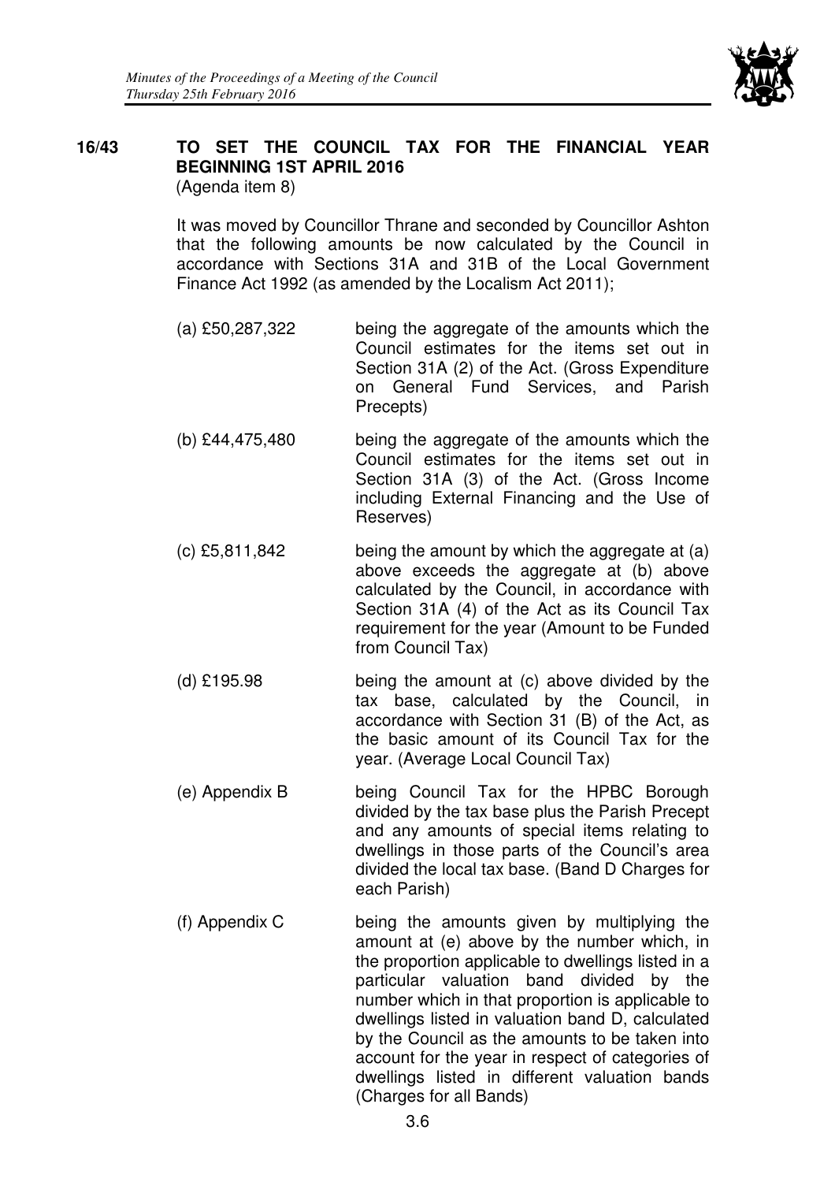**16/43 TO SET THE COUNCIL TAX FOR THE FINANCIAL YEAR BEGINNING 1ST APRIL 2016**
(Agenda item 8)

It was moved by Councillor Thrane and seconded by Councillor Ashton that the following amounts be now calculated by the Council in accordance with Sections 31A and 31B of the Local Government Finance Act 1992 (as amended by the Localism Act 2011);

| | |
|---|---|
| (a) £50,287,322 | being the aggregate of the amounts which the Council estimates for the items set out in Section 31A (2) of the Act. (Gross Expenditure on General Fund Services, and Parish Precepts) |
| (b) £44,475,480 | being the aggregate of the amounts which the Council estimates for the items set out in Section 31A (3) of the Act. (Gross Income including External Financing and the Use of Reserves) |
| (c) £5,811,842 | being the amount by which the aggregate at (a) above exceeds the aggregate at (b) above calculated by the Council, in accordance with Section 31A (4) of the Act as its Council Tax requirement for the year (Amount to be Funded from Council Tax) |
| (d) £195.98 | being the amount at (c) above divided by the tax base, calculated by the Council, in accordance with Section 31 (B) of the Act, as the basic amount of its Council Tax for the year. (Average Local Council Tax) |
| (e) Appendix B | being Council Tax for the HPBC Borough divided by the tax base plus the Parish Precept and any amounts of special items relating to dwellings in those parts of the Council's area divided the local tax base. (Band D Charges for each Parish) |
| (f) Appendix C | being the amounts given by multiplying the amount at (e) above by the number which, in the proportion applicable to dwellings listed in a particular valuation band divided by the number which in that proportion is applicable to dwellings listed in valuation band D, calculated by the Council as the amounts to be taken into account for the year in respect of categories of dwellings listed in different valuation bands (Charges for all Bands) |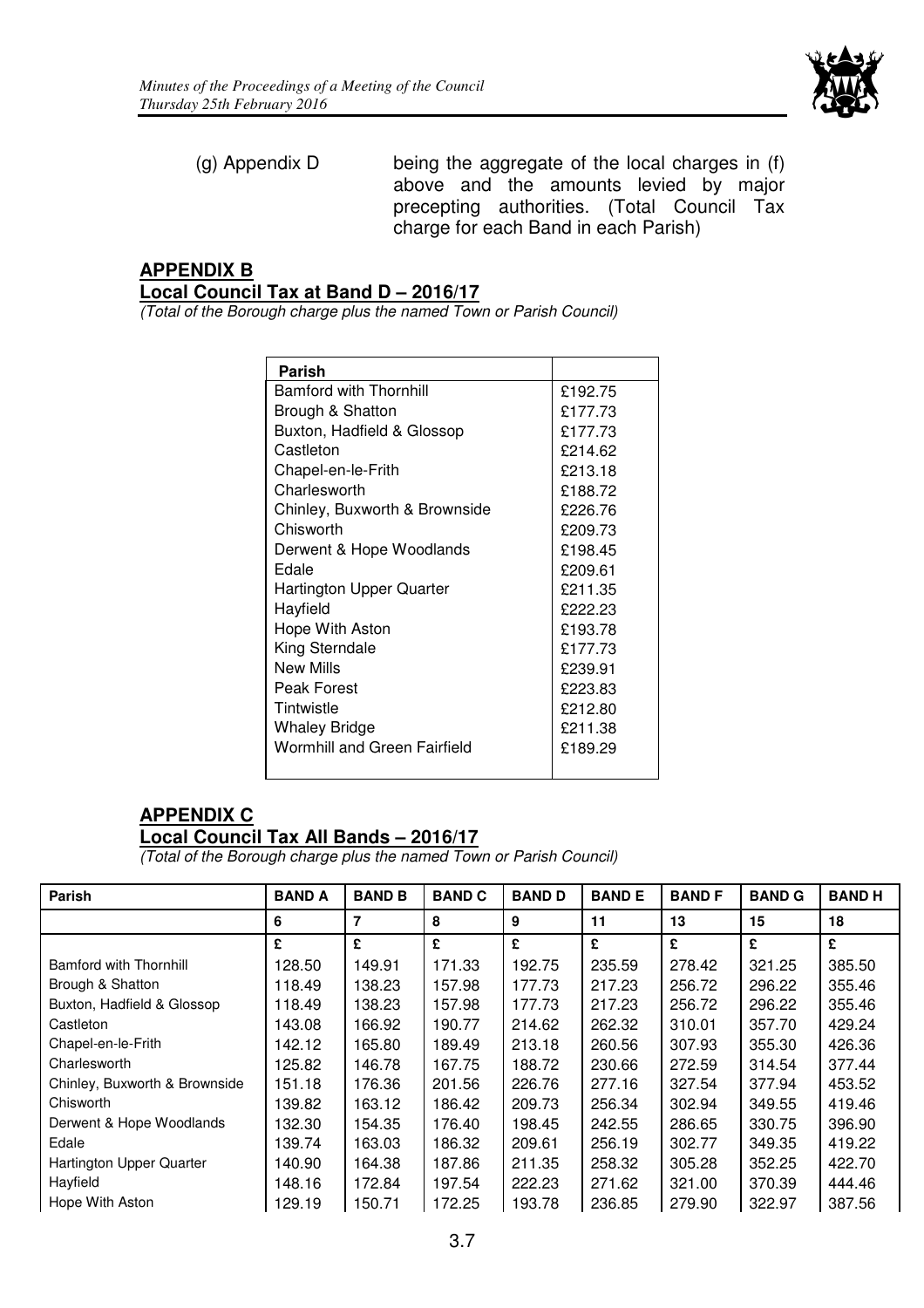(g) Appendix D — being the aggregate of the local charges in (f) above and the amounts levied by major precepting authorities. (Total Council Tax charge for each Band in each Parish)

## APPENDIX B
**Local Council Tax at Band D – 2016/17**

*(Total of the Borough charge plus the named Town or Parish Council)*

| Parish | |
|---|---|
| Bamford with Thornhill | £192.75 |
| Brough & Shatton | £177.73 |
| Buxton, Hadfield & Glossop | £177.73 |
| Castleton | £214.62 |
| Chapel-en-le-Frith | £213.18 |
| Charlesworth | £188.72 |
| Chinley, Buxworth & Brownside | £226.76 |
| Chisworth | £209.73 |
| Derwent & Hope Woodlands | £198.45 |
| Edale | £209.61 |
| Hartington Upper Quarter | £211.35 |
| Hayfield | £222.23 |
| Hope With Aston | £193.78 |
| King Sterndale | £177.73 |
| New Mills | £239.91 |
| Peak Forest | £223.83 |
| Tintwistle | £212.80 |
| Whaley Bridge | £211.38 |
| Wormhill and Green Fairfield | £189.29 |

## APPENDIX C
**Local Council Tax All Bands – 2016/17**

*(Total of the Borough charge plus the named Town or Parish Council)*

| Parish | BAND A | BAND B | BAND C | BAND D | BAND E | BAND F | BAND G | BAND H |
|---|---|---|---|---|---|---|---|---|
| | 6 | 7 | 8 | 9 | 11 | 13 | 15 | 18 |
| | £ | £ | £ | £ | £ | £ | £ | £ |
| Bamford with Thornhill | 128.50 | 149.91 | 171.33 | 192.75 | 235.59 | 278.42 | 321.25 | 385.50 |
| Brough & Shatton | 118.49 | 138.23 | 157.98 | 177.73 | 217.23 | 256.72 | 296.22 | 355.46 |
| Buxton, Hadfield & Glossop | 118.49 | 138.23 | 157.98 | 177.73 | 217.23 | 256.72 | 296.22 | 355.46 |
| Castleton | 143.08 | 166.92 | 190.77 | 214.62 | 262.32 | 310.01 | 357.70 | 429.24 |
| Chapel-en-le-Frith | 142.12 | 165.80 | 189.49 | 213.18 | 260.56 | 307.93 | 355.30 | 426.36 |
| Charlesworth | 125.82 | 146.78 | 167.75 | 188.72 | 230.66 | 272.59 | 314.54 | 377.44 |
| Chinley, Buxworth & Brownside | 151.18 | 176.36 | 201.56 | 226.76 | 277.16 | 327.54 | 377.94 | 453.52 |
| Chisworth | 139.82 | 163.12 | 186.42 | 209.73 | 256.34 | 302.94 | 349.55 | 419.46 |
| Derwent & Hope Woodlands | 132.30 | 154.35 | 176.40 | 198.45 | 242.55 | 286.65 | 330.75 | 396.90 |
| Edale | 139.74 | 163.03 | 186.32 | 209.61 | 256.19 | 302.77 | 349.35 | 419.22 |
| Hartington Upper Quarter | 140.90 | 164.38 | 187.86 | 211.35 | 258.32 | 305.28 | 352.25 | 422.70 |
| Hayfield | 148.16 | 172.84 | 197.54 | 222.23 | 271.62 | 321.00 | 370.39 | 444.46 |
| Hope With Aston | 129.19 | 150.71 | 172.25 | 193.78 | 236.85 | 279.90 | 322.97 | 387.56 |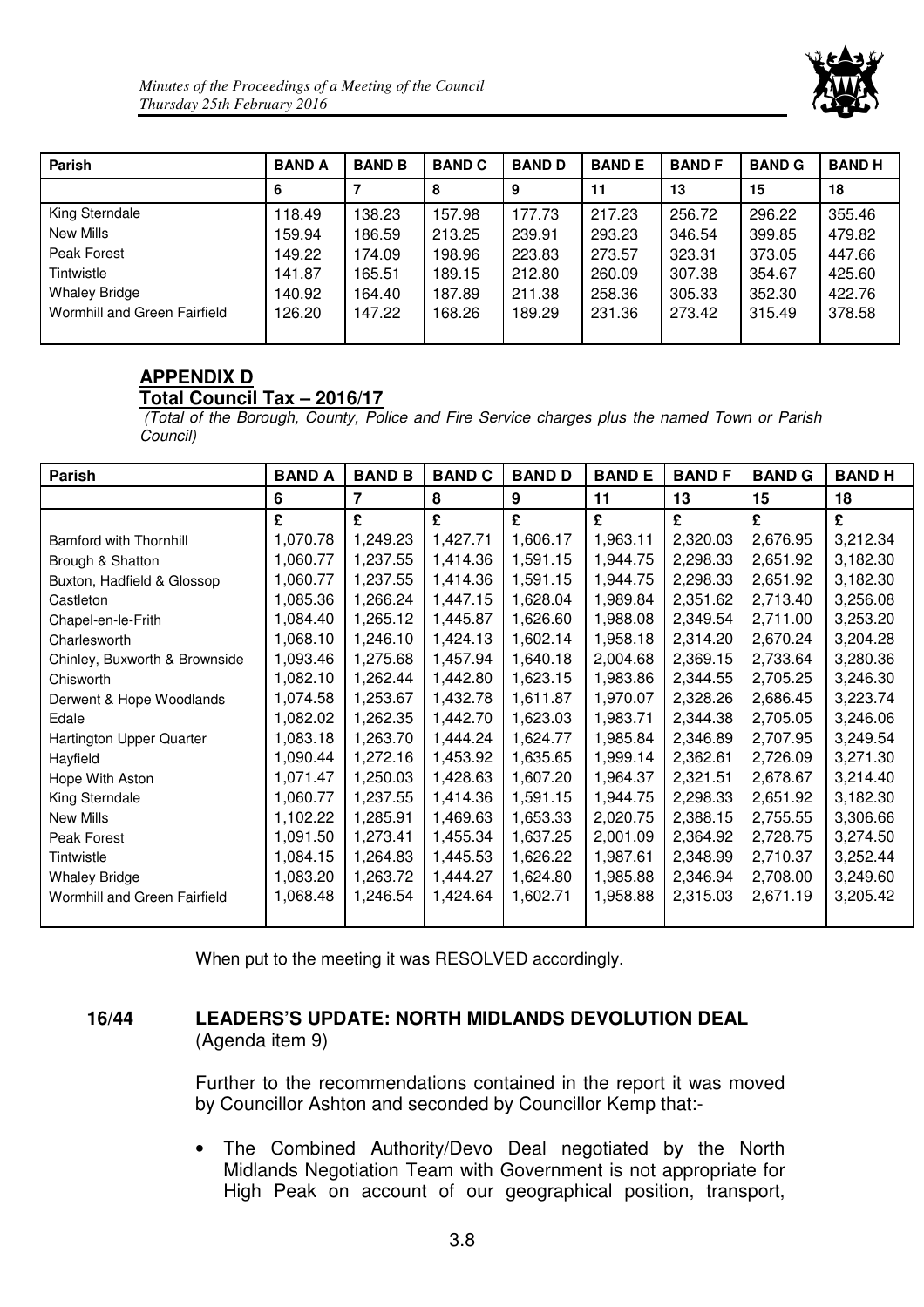| Parish | BAND A | BAND B | BAND C | BAND D | BAND E | BAND F | BAND G | BAND H |
|---|---|---|---|---|---|---|---|---|
| | 6 | 7 | 8 | 9 | 11 | 13 | 15 | 18 |
| King Sterndale | 118.49 | 138.23 | 157.98 | 177.73 | 217.23 | 256.72 | 296.22 | 355.46 |
| New Mills | 159.94 | 186.59 | 213.25 | 239.91 | 293.23 | 346.54 | 399.85 | 479.82 |
| Peak Forest | 149.22 | 174.09 | 198.96 | 223.83 | 273.57 | 323.31 | 373.05 | 447.66 |
| Tintwistle | 141.87 | 165.51 | 189.15 | 212.80 | 260.09 | 307.38 | 354.67 | 425.60 |
| Whaley Bridge | 140.92 | 164.40 | 187.89 | 211.38 | 258.36 | 305.33 | 352.30 | 422.76 |
| Wormhill and Green Fairfield | 126.20 | 147.22 | 168.26 | 189.29 | 231.36 | 273.42 | 315.49 | 378.58 |

## APPENDIX D
## Total Council Tax – 2016/17

*(Total of the Borough, County, Police and Fire Service charges plus the named Town or Parish Council)*

| Parish | BAND A | BAND B | BAND C | BAND D | BAND E | BAND F | BAND G | BAND H |
|---|---|---|---|---|---|---|---|---|
| | 6 | 7 | 8 | 9 | 11 | 13 | 15 | 18 |
| | £ | £ | £ | £ | £ | £ | £ | £ |
| Bamford with Thornhill | 1,070.78 | 1,249.23 | 1,427.71 | 1,606.17 | 1,963.11 | 2,320.03 | 2,676.95 | 3,212.34 |
| Brough & Shatton | 1,060.77 | 1,237.55 | 1,414.36 | 1,591.15 | 1,944.75 | 2,298.33 | 2,651.92 | 3,182.30 |
| Buxton, Hadfield & Glossop | 1,060.77 | 1,237.55 | 1,414.36 | 1,591.15 | 1,944.75 | 2,298.33 | 2,651.92 | 3,182.30 |
| Castleton | 1,085.36 | 1,266.24 | 1,447.15 | 1,628.04 | 1,989.84 | 2,351.62 | 2,713.40 | 3,256.08 |
| Chapel-en-le-Frith | 1,084.40 | 1,265.12 | 1,445.87 | 1,626.60 | 1,988.08 | 2,349.54 | 2,711.00 | 3,253.20 |
| Charlesworth | 1,068.10 | 1,246.10 | 1,424.13 | 1,602.14 | 1,958.18 | 2,314.20 | 2,670.24 | 3,204.28 |
| Chinley, Buxworth & Brownside | 1,093.46 | 1,275.68 | 1,457.94 | 1,640.18 | 2,004.68 | 2,369.15 | 2,733.64 | 3,280.36 |
| Chisworth | 1,082.10 | 1,262.44 | 1,442.80 | 1,623.15 | 1,983.86 | 2,344.55 | 2,705.25 | 3,246.30 |
| Derwent & Hope Woodlands | 1,074.58 | 1,253.67 | 1,432.78 | 1,611.87 | 1,970.07 | 2,328.26 | 2,686.45 | 3,223.74 |
| Edale | 1,082.02 | 1,262.35 | 1,442.70 | 1,623.03 | 1,983.71 | 2,344.38 | 2,705.05 | 3,246.06 |
| Hartington Upper Quarter | 1,083.18 | 1,263.70 | 1,444.24 | 1,624.77 | 1,985.84 | 2,346.89 | 2,707.95 | 3,249.54 |
| Hayfield | 1,090.44 | 1,272.16 | 1,453.92 | 1,635.65 | 1,999.14 | 2,362.61 | 2,726.09 | 3,271.30 |
| Hope With Aston | 1,071.47 | 1,250.03 | 1,428.63 | 1,607.20 | 1,964.37 | 2,321.51 | 2,678.67 | 3,214.40 |
| King Sterndale | 1,060.77 | 1,237.55 | 1,414.36 | 1,591.15 | 1,944.75 | 2,298.33 | 2,651.92 | 3,182.30 |
| New Mills | 1,102.22 | 1,285.91 | 1,469.63 | 1,653.33 | 2,020.75 | 2,388.15 | 2,755.55 | 3,306.66 |
| Peak Forest | 1,091.50 | 1,273.41 | 1,455.34 | 1,637.25 | 2,001.09 | 2,364.92 | 2,728.75 | 3,274.50 |
| Tintwistle | 1,084.15 | 1,264.83 | 1,445.53 | 1,626.22 | 1,987.61 | 2,348.99 | 2,710.37 | 3,252.44 |
| Whaley Bridge | 1,083.20 | 1,263.72 | 1,444.27 | 1,624.80 | 1,985.88 | 2,346.94 | 2,708.00 | 3,249.60 |
| Wormhill and Green Fairfield | 1,068.48 | 1,246.54 | 1,424.64 | 1,602.71 | 1,958.88 | 2,315.03 | 2,671.19 | 3,205.42 |

When put to the meeting it was RESOLVED accordingly.

### 16/44 LEADERS'S UPDATE: NORTH MIDLANDS DEVOLUTION DEAL
(Agenda item 9)

Further to the recommendations contained in the report it was moved by Councillor Ashton and seconded by Councillor Kemp that:-

- The Combined Authority/Devo Deal negotiated by the North Midlands Negotiation Team with Government is not appropriate for High Peak on account of our geographical position, transport,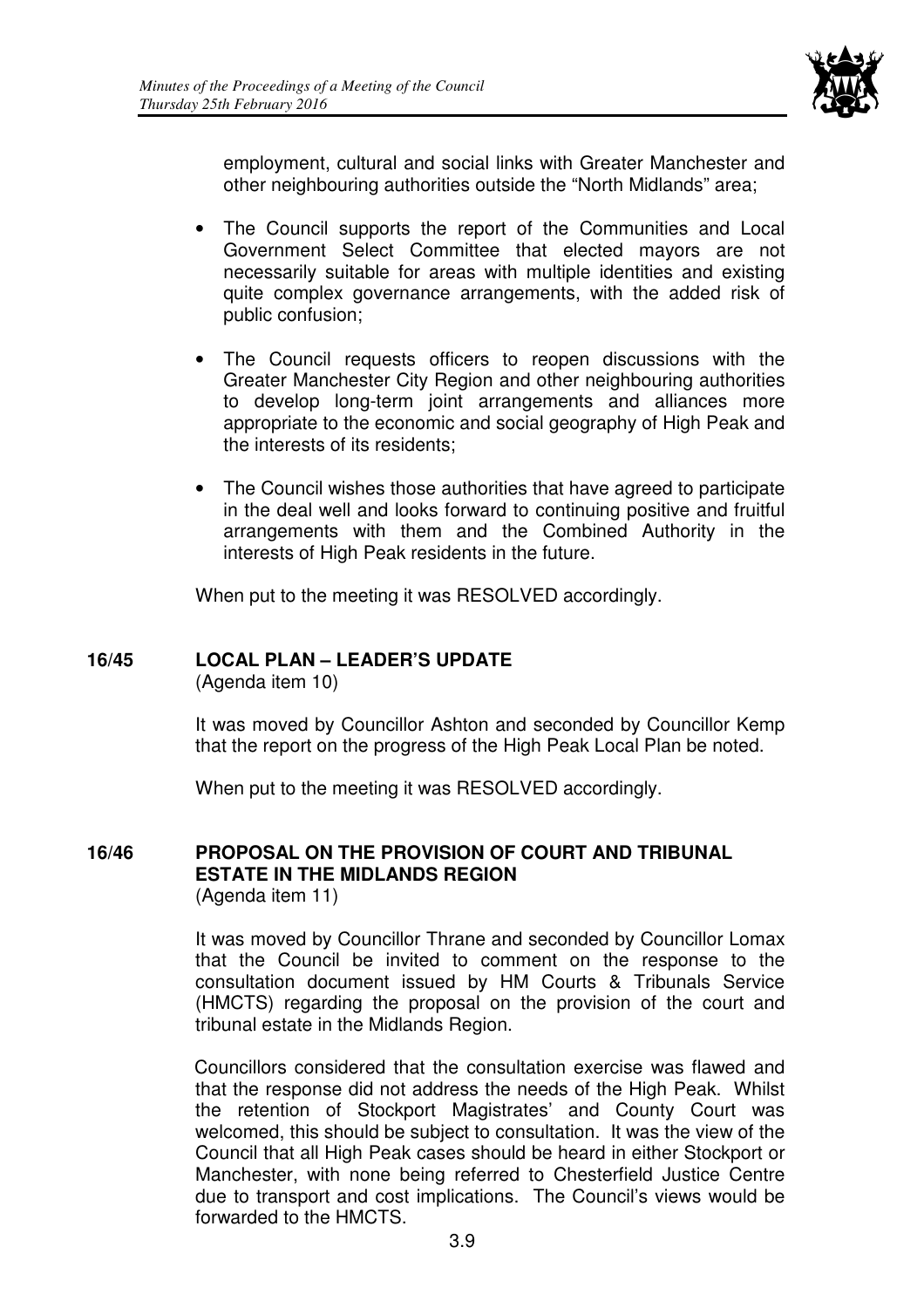employment, cultural and social links with Greater Manchester and other neighbouring authorities outside the "North Midlands" area;

- The Council supports the report of the Communities and Local Government Select Committee that elected mayors are not necessarily suitable for areas with multiple identities and existing quite complex governance arrangements, with the added risk of public confusion;
- The Council requests officers to reopen discussions with the Greater Manchester City Region and other neighbouring authorities to develop long-term joint arrangements and alliances more appropriate to the economic and social geography of High Peak and the interests of its residents;
- The Council wishes those authorities that have agreed to participate in the deal well and looks forward to continuing positive and fruitful arrangements with them and the Combined Authority in the interests of High Peak residents in the future.

When put to the meeting it was RESOLVED accordingly.

## 16/45 LOCAL PLAN – LEADER'S UPDATE

(Agenda item 10)

It was moved by Councillor Ashton and seconded by Councillor Kemp that the report on the progress of the High Peak Local Plan be noted.

When put to the meeting it was RESOLVED accordingly.

## 16/46 PROPOSAL ON THE PROVISION OF COURT AND TRIBUNAL ESTATE IN THE MIDLANDS REGION

(Agenda item 11)

It was moved by Councillor Thrane and seconded by Councillor Lomax that the Council be invited to comment on the response to the consultation document issued by HM Courts & Tribunals Service (HMCTS) regarding the proposal on the provision of the court and tribunal estate in the Midlands Region.

Councillors considered that the consultation exercise was flawed and that the response did not address the needs of the High Peak. Whilst the retention of Stockport Magistrates' and County Court was welcomed, this should be subject to consultation. It was the view of the Council that all High Peak cases should be heard in either Stockport or Manchester, with none being referred to Chesterfield Justice Centre due to transport and cost implications. The Council's views would be forwarded to the HMCTS.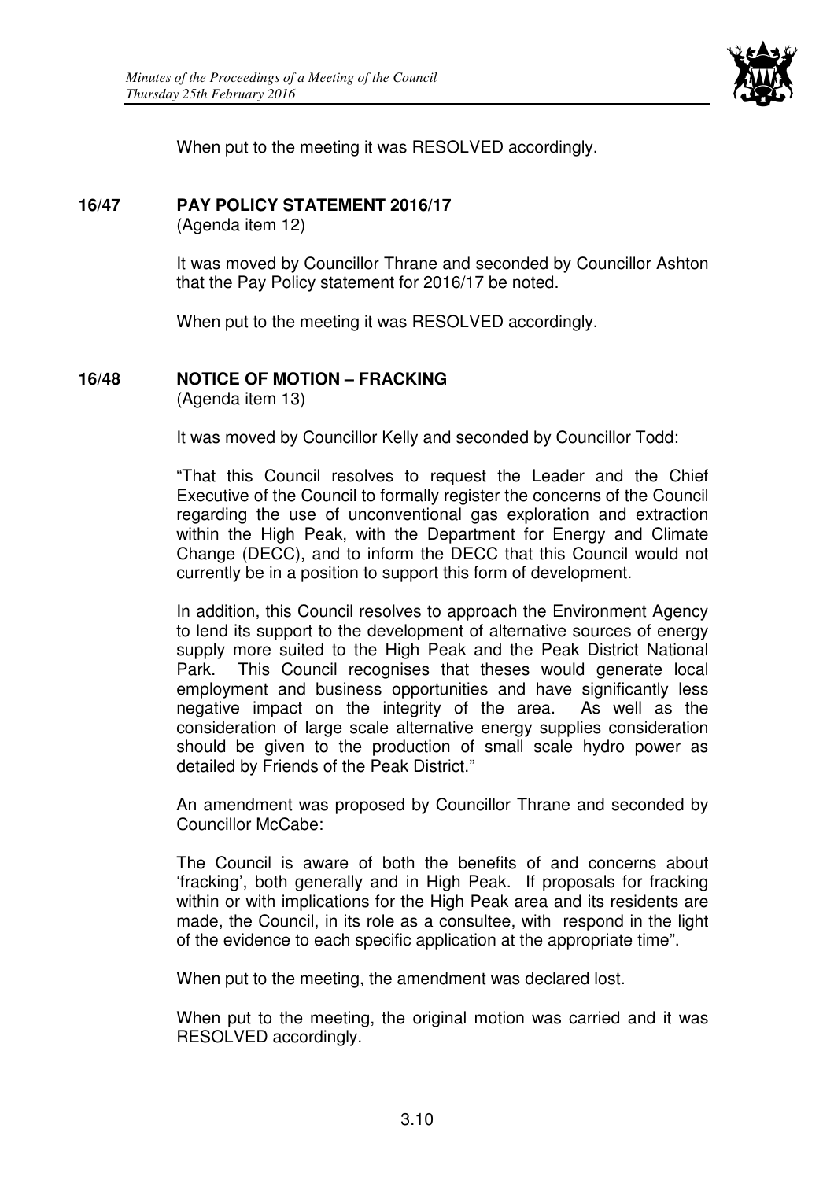When put to the meeting it was RESOLVED accordingly.

### 16/47 PAY POLICY STATEMENT 2016/17

(Agenda item 12)

It was moved by Councillor Thrane and seconded by Councillor Ashton that the Pay Policy statement for 2016/17 be noted.

When put to the meeting it was RESOLVED accordingly.

### 16/48 NOTICE OF MOTION – FRACKING

(Agenda item 13)

It was moved by Councillor Kelly and seconded by Councillor Todd:

"That this Council resolves to request the Leader and the Chief Executive of the Council to formally register the concerns of the Council regarding the use of unconventional gas exploration and extraction within the High Peak, with the Department for Energy and Climate Change (DECC), and to inform the DECC that this Council would not currently be in a position to support this form of development.

In addition, this Council resolves to approach the Environment Agency to lend its support to the development of alternative sources of energy supply more suited to the High Peak and the Peak District National Park. This Council recognises that theses would generate local employment and business opportunities and have significantly less negative impact on the integrity of the area. As well as the consideration of large scale alternative energy supplies consideration should be given to the production of small scale hydro power as detailed by Friends of the Peak District."

An amendment was proposed by Councillor Thrane and seconded by Councillor McCabe:

The Council is aware of both the benefits of and concerns about 'fracking', both generally and in High Peak. If proposals for fracking within or with implications for the High Peak area and its residents are made, the Council, in its role as a consultee, with respond in the light of the evidence to each specific application at the appropriate time".

When put to the meeting, the amendment was declared lost.

When put to the meeting, the original motion was carried and it was RESOLVED accordingly.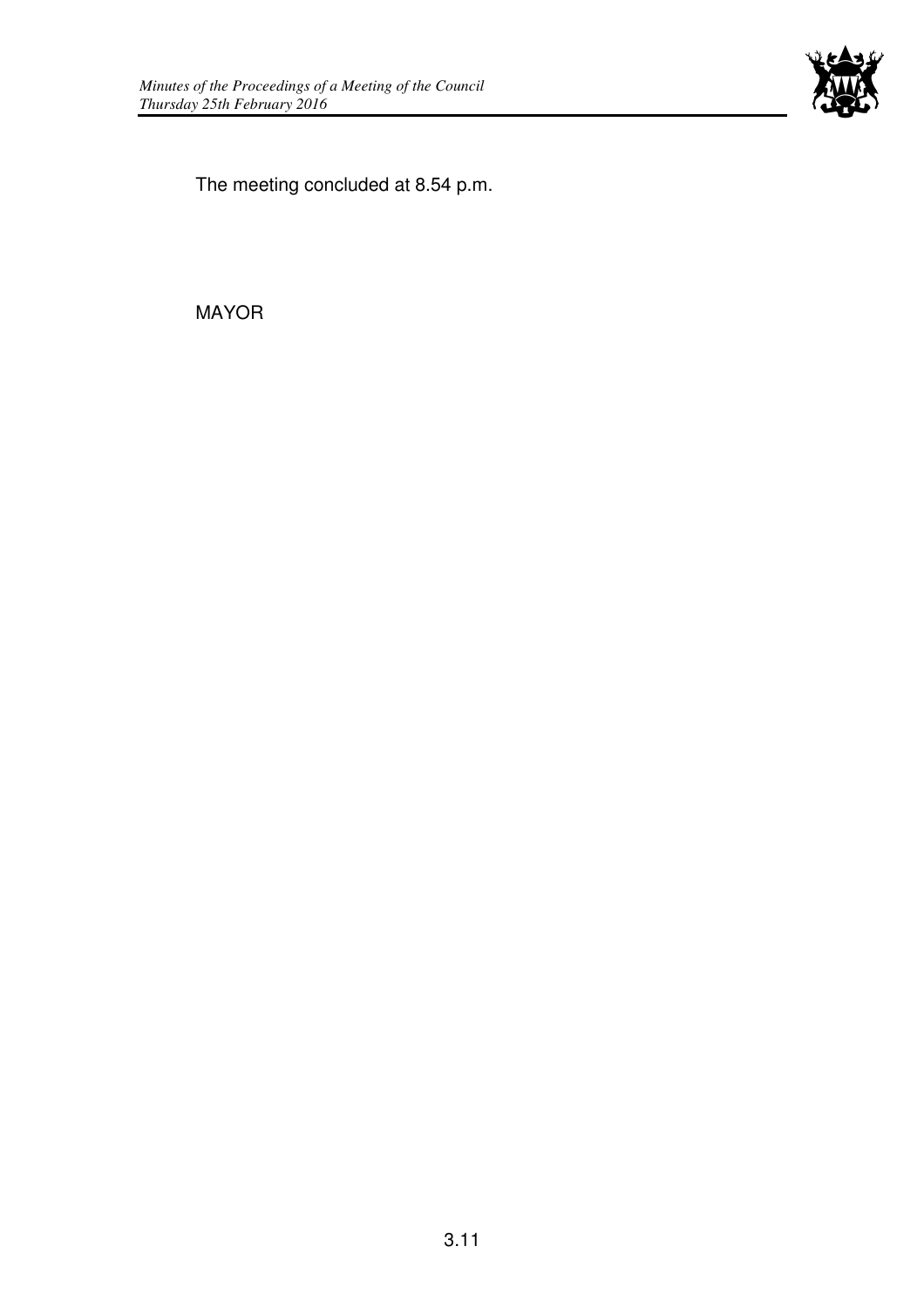The meeting concluded at 8.54 p.m.

MAYOR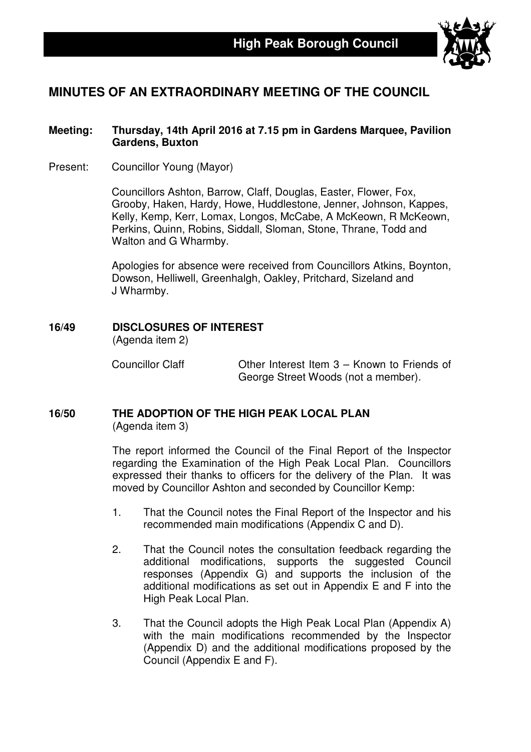**High Peak Borough Council**

# MINUTES OF AN EXTRAORDINARY MEETING OF THE COUNCIL

**Meeting: Thursday, 14th April 2016 at 7.15 pm in Gardens Marquee, Pavilion Gardens, Buxton**

Present: Councillor Young (Mayor)

Councillors Ashton, Barrow, Claff, Douglas, Easter, Flower, Fox, Grooby, Haken, Hardy, Howe, Huddlestone, Jenner, Johnson, Kappes, Kelly, Kemp, Kerr, Lomax, Longos, McCabe, A McKeown, R McKeown, Perkins, Quinn, Robins, Siddall, Sloman, Stone, Thrane, Todd and Walton and G Wharmby.

Apologies for absence were received from Councillors Atkins, Boynton, Dowson, Helliwell, Greenhalgh, Oakley, Pritchard, Sizeland and J Wharmby.

## 16/49 DISCLOSURES OF INTEREST

(Agenda item 2)

Councillor Claff — Other Interest Item 3 – Known to Friends of George Street Woods (not a member).

## 16/50 THE ADOPTION OF THE HIGH PEAK LOCAL PLAN

(Agenda item 3)

The report informed the Council of the Final Report of the Inspector regarding the Examination of the High Peak Local Plan. Councillors expressed their thanks to officers for the delivery of the Plan. It was moved by Councillor Ashton and seconded by Councillor Kemp:

1. That the Council notes the Final Report of the Inspector and his recommended main modifications (Appendix C and D).
2. That the Council notes the consultation feedback regarding the additional modifications, supports the suggested Council responses (Appendix G) and supports the inclusion of the additional modifications as set out in Appendix E and F into the High Peak Local Plan.
3. That the Council adopts the High Peak Local Plan (Appendix A) with the main modifications recommended by the Inspector (Appendix D) and the additional modifications proposed by the Council (Appendix E and F).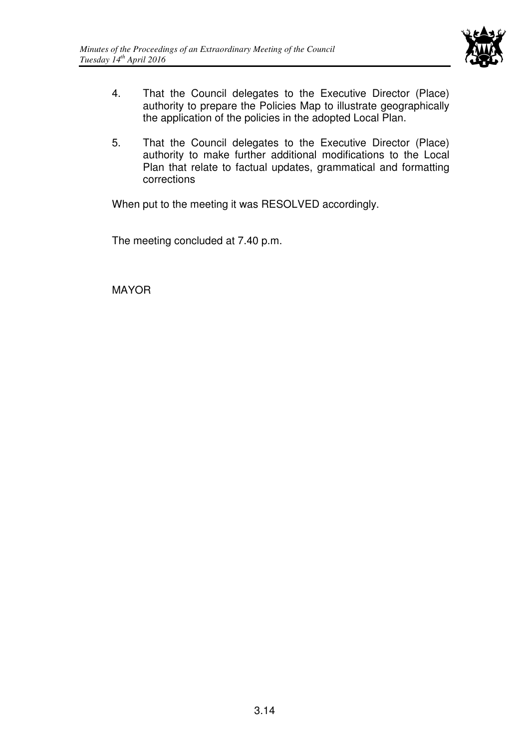4. That the Council delegates to the Executive Director (Place) authority to prepare the Policies Map to illustrate geographically the application of the policies in the adopted Local Plan.

5. That the Council delegates to the Executive Director (Place) authority to make further additional modifications to the Local Plan that relate to factual updates, grammatical and formatting corrections

When put to the meeting it was RESOLVED accordingly.

The meeting concluded at 7.40 p.m.

MAYOR